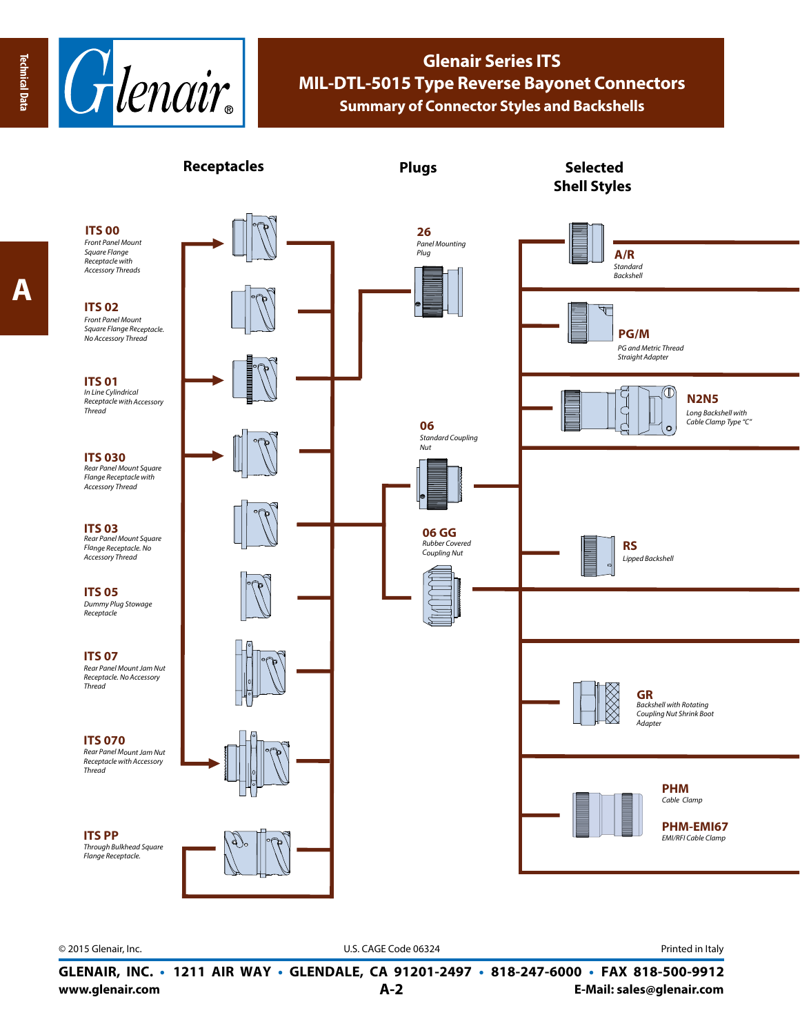# Glenair Series ITS
## MIL-DTL-5015 Type Reverse Bayonet Connectors
### Summary of Connector Styles and Backshells

## Receptacles

**ITS 00**
*Front Panel Mount Square Flange Receptacle with Accessory Threads*

**ITS 02**
*Front Panel Mount Square Flange Receptacle. No Accessory Thread*

**ITS 01**
*In Line Cylindrical Receptacle with Accessory Thread*

**ITS 030**
*Rear Panel Mount Square Flange Receptacle with Accessory Thread*

**ITS 03**
*Rear Panel Mount Square Flange Receptacle. No Accessory Thread*

**ITS 05**
*Dummy Plug Stowage Receptacle*

**ITS 07**
*Rear Panel Mount Jam Nut Receptacle. No Accessory Thread*

**ITS 070**
*Rear Panel Mount Jam Nut Receptacle with Accessory Thread*

**ITS PP**
*Through Bulkhead Square Flange Receptacle.*

## Plugs

**26**
*Panel Mounting Plug*

**06**
*Standard Coupling Nut*

**06 GG**
*Rubber Covered Coupling Nut*

## Selected Shell Styles

**A/R**
*Standard Backshell*

**PG/M**
*PG and Metric Thread Straight Adapter*

**N2N5**
*Long Backshell with Cable Clamp Type "C"*

**RS**
*Lipped Backshell*

**GR**
*Backshell with Rotating Coupling Nut Shrink Boot Adapter*

**PHM**
*Cable Clamp*

**PHM-EMI67**
*EMI/RFI Cable Clamp*

© 2015 Glenair, Inc. U.S. CAGE Code 06324 Printed in Italy

**GLENAIR, INC. • 1211 AIR WAY • GLENDALE, CA 91201-2497 • 818-247-6000 • FAX 818-500-9912**
**www.glenair.com** **E-Mail: sales@glenair.com**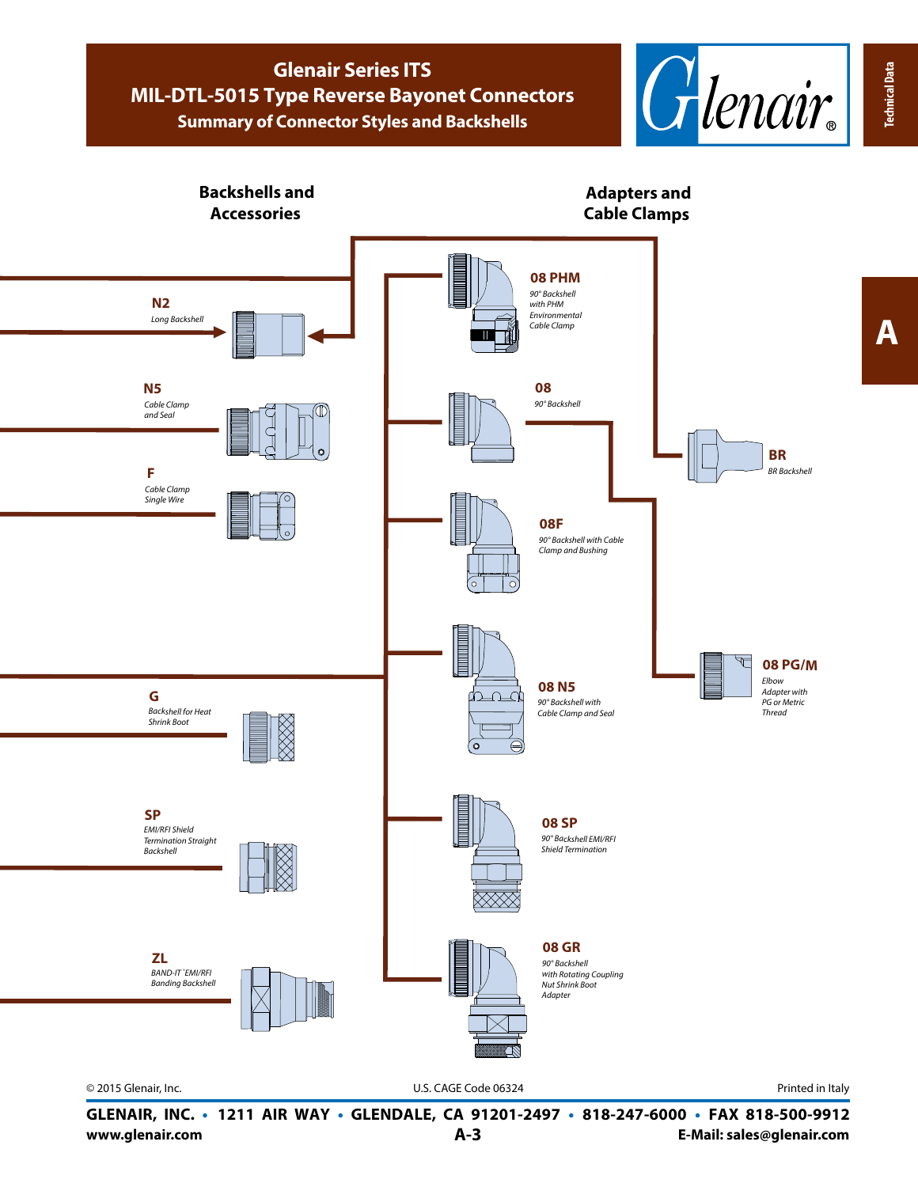# Glenair Series ITS
## MIL-DTL-5015 Type Reverse Bayonet Connectors
### Summary of Connector Styles and Backshells

## Backshells and Accessories

**N2**
*Long Backshell*

**N5**
*Cable Clamp and Seal*

**F**
*Cable Clamp Single Wire*

**G**
*Backshell for Heat Shrink Boot*

**SP**
*EMI/RFI Shield Termination Straight Backshell*

**ZL**
*BAND-IT® EMI/RFI Banding Backshell*

## Adapters and Cable Clamps

**08 PHM**
*90° Backshell with PHM Environmental Cable Clamp*

**08**
*90° Backshell*

**08F**
*90° Backshell with Cable Clamp and Bushing*

**08 N5**
*90° Backshell with Cable Clamp and Seal*

**08 SP**
*90° Backshell EMI/RFI Shield Termination*

**08 GR**
*90° Backshell with Rotating Coupling Nut Shrink Boot Adapter*

**BR**
*BR Backshell*

**08 PG/M**
*Elbow Adapter with PG or Metric Thread*

© 2015 Glenair, Inc. U.S. CAGE Code 06324 Printed in Italy

**GLENAIR, INC. • 1211 AIR WAY • GLENDALE, CA 91201-2497 • 818-247-6000 • FAX 818-500-9912**
**www.glenair.com** **E-Mail: sales@glenair.com**